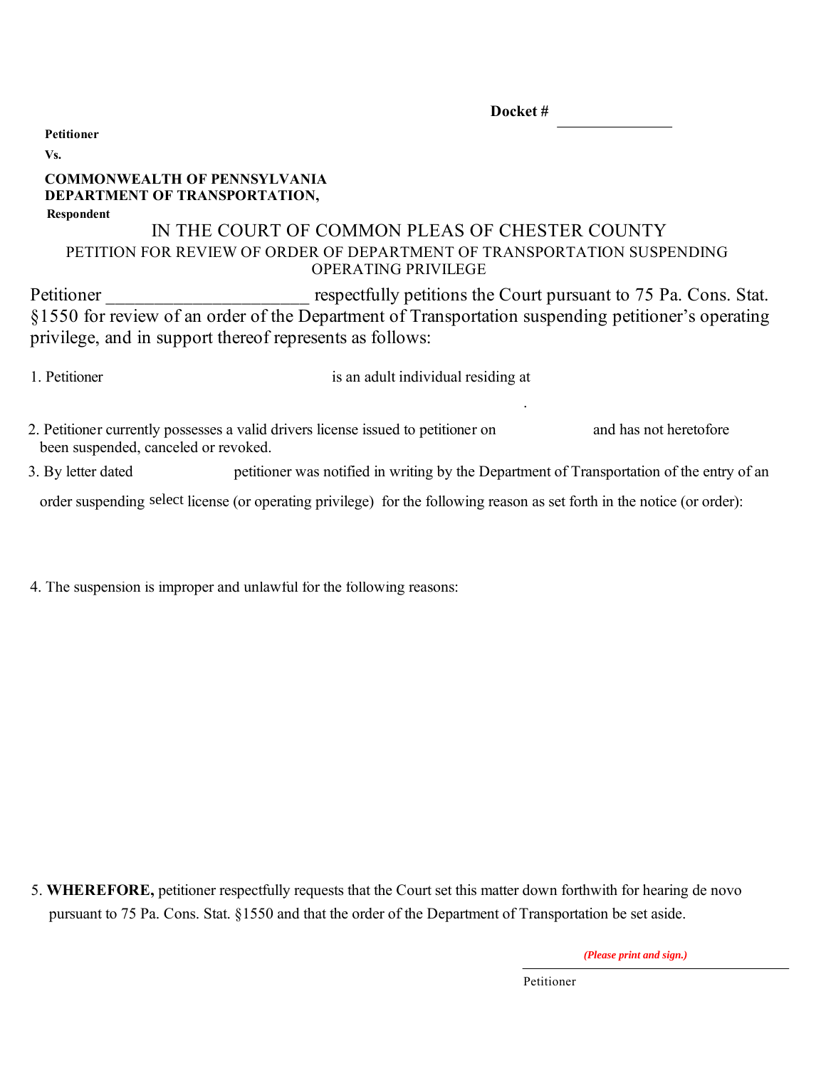**Docket #** _______________

**Petitioner**

**Vs.**

**COMMONWEALTH OF PENNSYLVANIA**
**DEPARTMENT OF TRANSPORTATION,**

**Respondent**

# IN THE COURT OF COMMON PLEAS OF CHESTER COUNTY

## PETITION FOR REVIEW OF ORDER OF DEPARTMENT OF TRANSPORTATION SUSPENDING OPERATING PRIVILEGE

Petitioner ______________________ respectfully petitions the Court pursuant to 75 Pa. Cons. Stat. §1550 for review of an order of the Department of Transportation suspending petitioner's operating privilege, and in support thereof represents as follows:

1. Petitioner                                        is an adult individual residing at
   .

2. Petitioner currently possesses a valid drivers license issued to petitioner on                    and has not heretofore been suspended, canceled or revoked.

3. By letter dated                    petitioner was notified in writing by the Department of Transportation of the entry of an order suspending select license (or operating privilege) for the following reason as set forth in the notice (or order):

4. The suspension is improper and unlawful for the following reasons:

5. **WHEREFORE,** petitioner respectfully requests that the Court set this matter down forthwith for hearing de novo pursuant to 75 Pa. Cons. Stat. §1550 and that the order of the Department of Transportation be set aside.

***(Please print and sign.)***

______________________________
Petitioner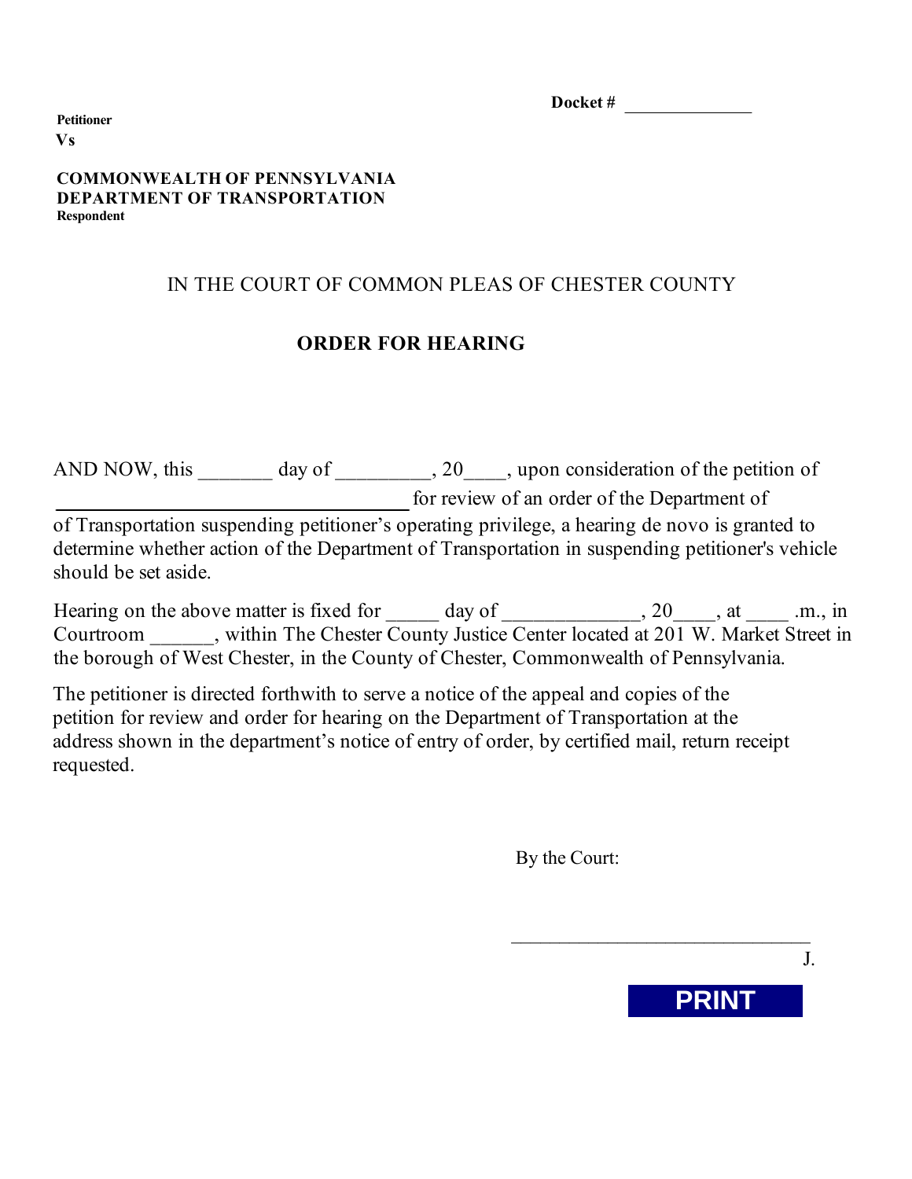Docket # ______________

**Petitioner**
**Vs**

**COMMONWEALTH OF PENNSYLVANIA**
**DEPARTMENT OF TRANSPORTATION**
**Respondent**

IN THE COURT OF COMMON PLEAS OF CHESTER COUNTY

**ORDER FOR HEARING**

AND NOW, this _______ day of _________, 20____, upon consideration of the petition of ___________________________________ for review of an order of the Department of of Transportation suspending petitioner's operating privilege, a hearing de novo is granted to determine whether action of the Department of Transportation in suspending petitioner's vehicle should be set aside.

Hearing on the above matter is fixed for _____ day of _____________, 20____, at ____ .m., in Courtroom ______, within The Chester County Justice Center located at 201 W. Market Street in the borough of West Chester, in the County of Chester, Commonwealth of Pennsylvania.

The petitioner is directed forthwith to serve a notice of the appeal and copies of the petition for review and order for hearing on the Department of Transportation at the address shown in the department's notice of entry of order, by certified mail, return receipt requested.

By the Court:

_______________________________
J.

PRINT